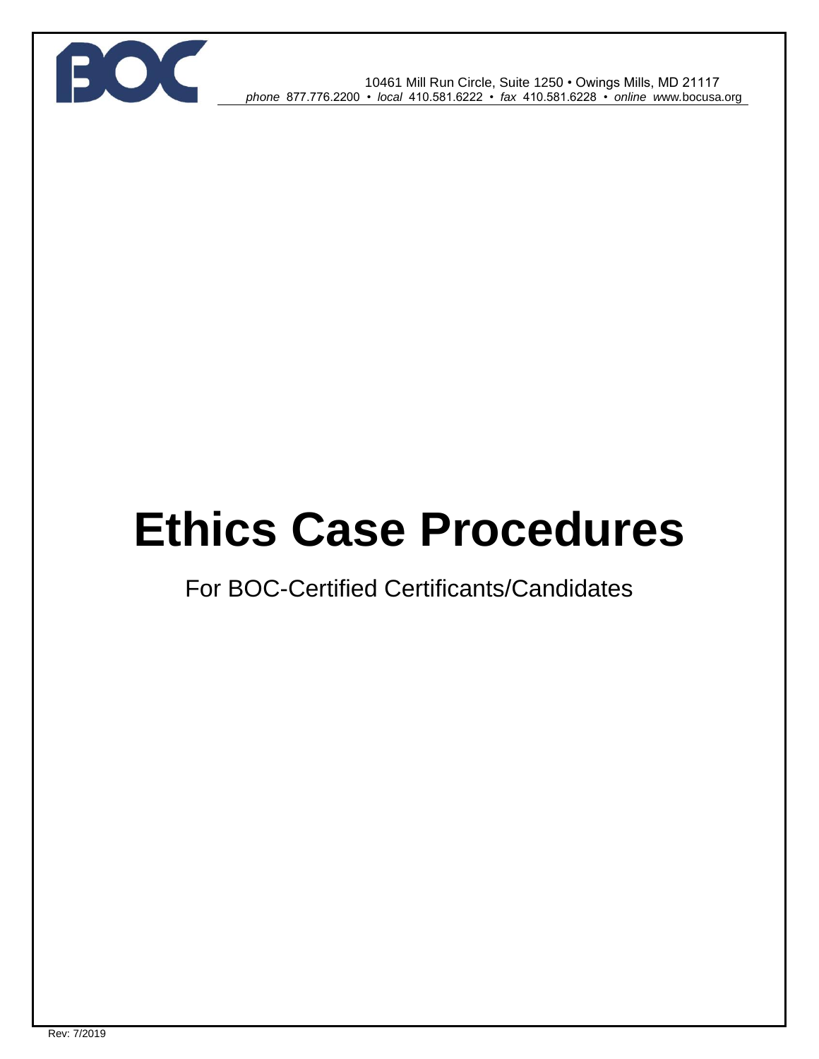10461 Mill Run Circle, Suite 1250 • Owings Mills, MD 21117
*phone* 877.776.2200 • *local* 410.581.6222 • *fax* 410.581.6228 • *online* www.bocusa.org

# Ethics Case Procedures

For BOC-Certified Certificants/Candidates

Rev: 7/2019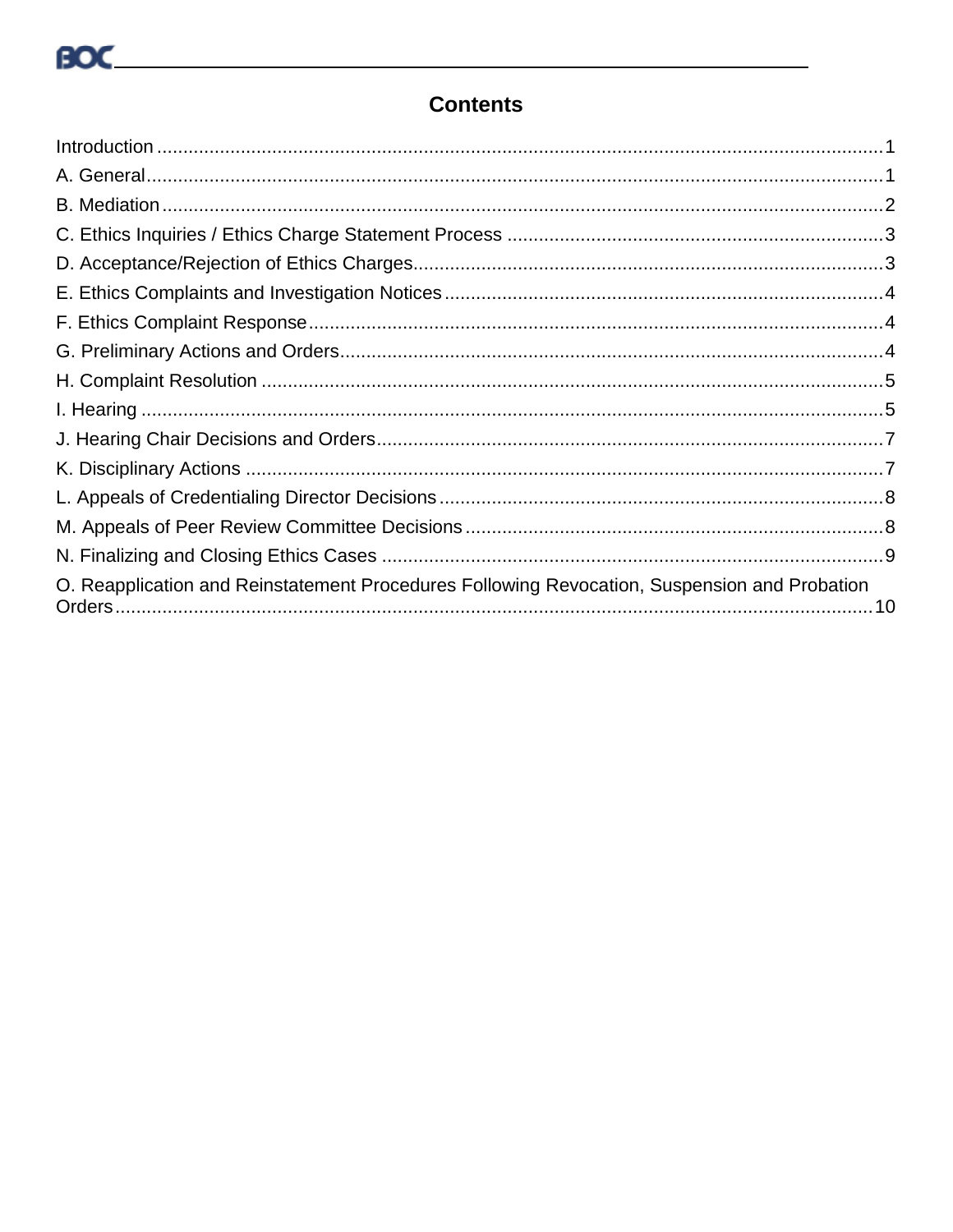## Contents

Introduction ........................................................................ 1
A. General ........................................................................ 1
B. Mediation ........................................................................ 2
C. Ethics Inquiries / Ethics Charge Statement Process ........................................................................ 3
D. Acceptance/Rejection of Ethics Charges ........................................................................ 3
E. Ethics Complaints and Investigation Notices ........................................................................ 4
F. Ethics Complaint Response ........................................................................ 4
G. Preliminary Actions and Orders ........................................................................ 4
H. Complaint Resolution ........................................................................ 5
I. Hearing ........................................................................ 5
J. Hearing Chair Decisions and Orders ........................................................................ 7
K. Disciplinary Actions ........................................................................ 7
L. Appeals of Credentialing Director Decisions ........................................................................ 8
M. Appeals of Peer Review Committee Decisions ........................................................................ 8
N. Finalizing and Closing Ethics Cases ........................................................................ 9
O. Reapplication and Reinstatement Procedures Following Revocation, Suspension and Probation Orders ........................................................................ 10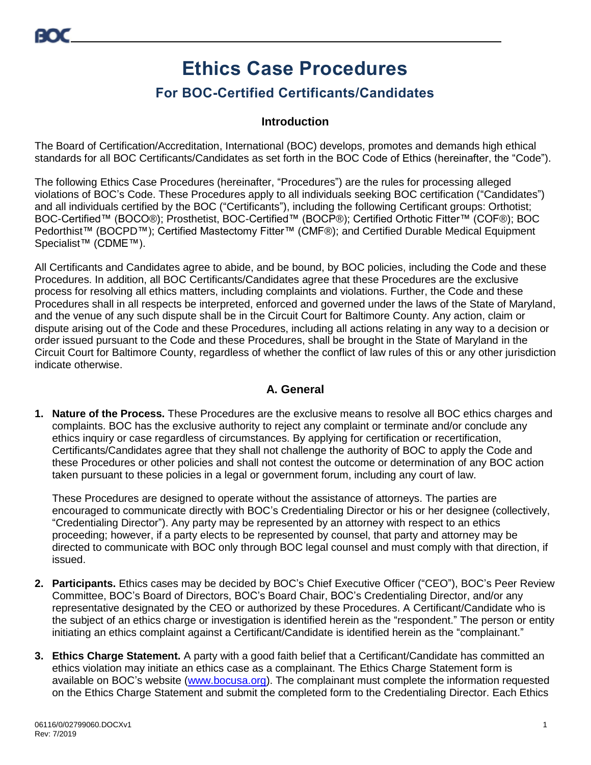# Ethics Case Procedures

## For BOC-Certified Certificants/Candidates

### Introduction

The Board of Certification/Accreditation, International (BOC) develops, promotes and demands high ethical standards for all BOC Certificants/Candidates as set forth in the BOC Code of Ethics (hereinafter, the "Code").

The following Ethics Case Procedures (hereinafter, "Procedures") are the rules for processing alleged violations of BOC's Code. These Procedures apply to all individuals seeking BOC certification ("Candidates") and all individuals certified by the BOC ("Certificants"), including the following Certificant groups: Orthotist; BOC-Certified™ (BOCO®); Prosthetist, BOC-Certified™ (BOCP®); Certified Orthotic Fitter™ (COF®); BOC Pedorthist™ (BOCPD™); Certified Mastectomy Fitter™ (CMF®); and Certified Durable Medical Equipment Specialist™ (CDME™).

All Certificants and Candidates agree to abide, and be bound, by BOC policies, including the Code and these Procedures. In addition, all BOC Certificants/Candidates agree that these Procedures are the exclusive process for resolving all ethics matters, including complaints and violations. Further, the Code and these Procedures shall in all respects be interpreted, enforced and governed under the laws of the State of Maryland, and the venue of any such dispute shall be in the Circuit Court for Baltimore County. Any action, claim or dispute arising out of the Code and these Procedures, including all actions relating in any way to a decision or order issued pursuant to the Code and these Procedures, shall be brought in the State of Maryland in the Circuit Court for Baltimore County, regardless of whether the conflict of law rules of this or any other jurisdiction indicate otherwise.

### A. General

1. **Nature of the Process.** These Procedures are the exclusive means to resolve all BOC ethics charges and complaints. BOC has the exclusive authority to reject any complaint or terminate and/or conclude any ethics inquiry or case regardless of circumstances. By applying for certification or recertification, Certificants/Candidates agree that they shall not challenge the authority of BOC to apply the Code and these Procedures or other policies and shall not contest the outcome or determination of any BOC action taken pursuant to these policies in a legal or government forum, including any court of law.

   These Procedures are designed to operate without the assistance of attorneys. The parties are encouraged to communicate directly with BOC's Credentialing Director or his or her designee (collectively, "Credentialing Director"). Any party may be represented by an attorney with respect to an ethics proceeding; however, if a party elects to be represented by counsel, that party and attorney may be directed to communicate with BOC only through BOC legal counsel and must comply with that direction, if issued.

2. **Participants.** Ethics cases may be decided by BOC's Chief Executive Officer ("CEO"), BOC's Peer Review Committee, BOC's Board of Directors, BOC's Board Chair, BOC's Credentialing Director, and/or any representative designated by the CEO or authorized by these Procedures. A Certificant/Candidate who is the subject of an ethics charge or investigation is identified herein as the "respondent." The person or entity initiating an ethics complaint against a Certificant/Candidate is identified herein as the "complainant."

3. **Ethics Charge Statement.** A party with a good faith belief that a Certificant/Candidate has committed an ethics violation may initiate an ethics case as a complainant. The Ethics Charge Statement form is available on BOC's website (www.bocusa.org). The complainant must complete the information requested on the Ethics Charge Statement and submit the completed form to the Credentialing Director. Each Ethics

06116/0/02799060.DOCXv1
Rev: 7/2019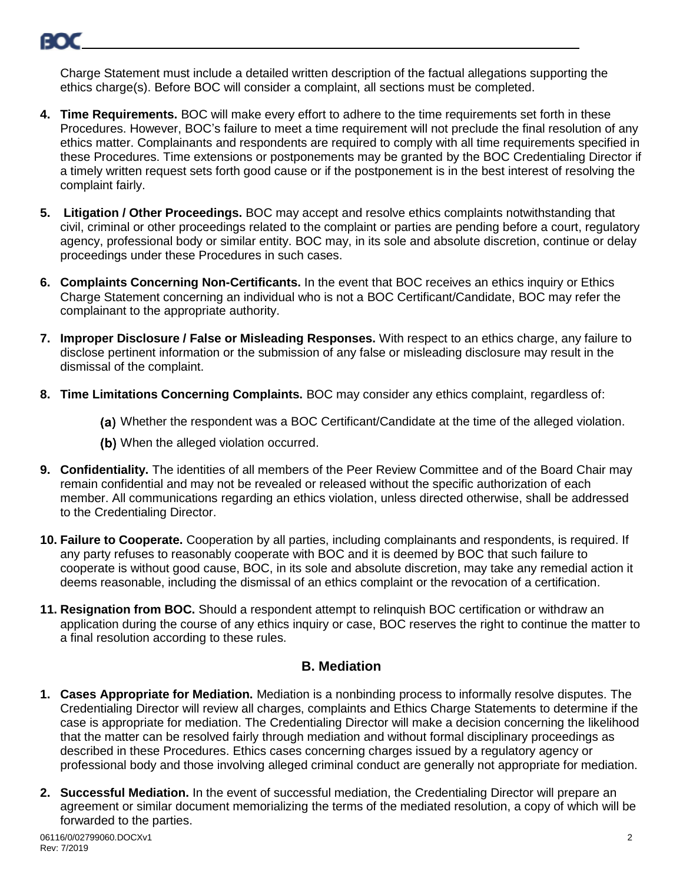Charge Statement must include a detailed written description of the factual allegations supporting the ethics charge(s). Before BOC will consider a complaint, all sections must be completed.

4. **Time Requirements.** BOC will make every effort to adhere to the time requirements set forth in these Procedures. However, BOC's failure to meet a time requirement will not preclude the final resolution of any ethics matter. Complainants and respondents are required to comply with all time requirements specified in these Procedures. Time extensions or postponements may be granted by the BOC Credentialing Director if a timely written request sets forth good cause or if the postponement is in the best interest of resolving the complaint fairly.

5. **Litigation / Other Proceedings.** BOC may accept and resolve ethics complaints notwithstanding that civil, criminal or other proceedings related to the complaint or parties are pending before a court, regulatory agency, professional body or similar entity. BOC may, in its sole and absolute discretion, continue or delay proceedings under these Procedures in such cases.

6. **Complaints Concerning Non-Certificants.** In the event that BOC receives an ethics inquiry or Ethics Charge Statement concerning an individual who is not a BOC Certificant/Candidate, BOC may refer the complainant to the appropriate authority.

7. **Improper Disclosure / False or Misleading Responses.** With respect to an ethics charge, any failure to disclose pertinent information or the submission of any false or misleading disclosure may result in the dismissal of the complaint.

8. **Time Limitations Concerning Complaints.** BOC may consider any ethics complaint, regardless of:

   (a) Whether the respondent was a BOC Certificant/Candidate at the time of the alleged violation.

   (b) When the alleged violation occurred.

9. **Confidentiality.** The identities of all members of the Peer Review Committee and of the Board Chair may remain confidential and may not be revealed or released without the specific authorization of each member. All communications regarding an ethics violation, unless directed otherwise, shall be addressed to the Credentialing Director.

10. **Failure to Cooperate.** Cooperation by all parties, including complainants and respondents, is required. If any party refuses to reasonably cooperate with BOC and it is deemed by BOC that such failure to cooperate is without good cause, BOC, in its sole and absolute discretion, may take any remedial action it deems reasonable, including the dismissal of an ethics complaint or the revocation of a certification.

11. **Resignation from BOC.** Should a respondent attempt to relinquish BOC certification or withdraw an application during the course of any ethics inquiry or case, BOC reserves the right to continue the matter to a final resolution according to these rules.

## B. Mediation

1. **Cases Appropriate for Mediation.** Mediation is a nonbinding process to informally resolve disputes. The Credentialing Director will review all charges, complaints and Ethics Charge Statements to determine if the case is appropriate for mediation. The Credentialing Director will make a decision concerning the likelihood that the matter can be resolved fairly through mediation and without formal disciplinary proceedings as described in these Procedures. Ethics cases concerning charges issued by a regulatory agency or professional body and those involving alleged criminal conduct are generally not appropriate for mediation.

2. **Successful Mediation.** In the event of successful mediation, the Credentialing Director will prepare an agreement or similar document memorializing the terms of the mediated resolution, a copy of which will be forwarded to the parties.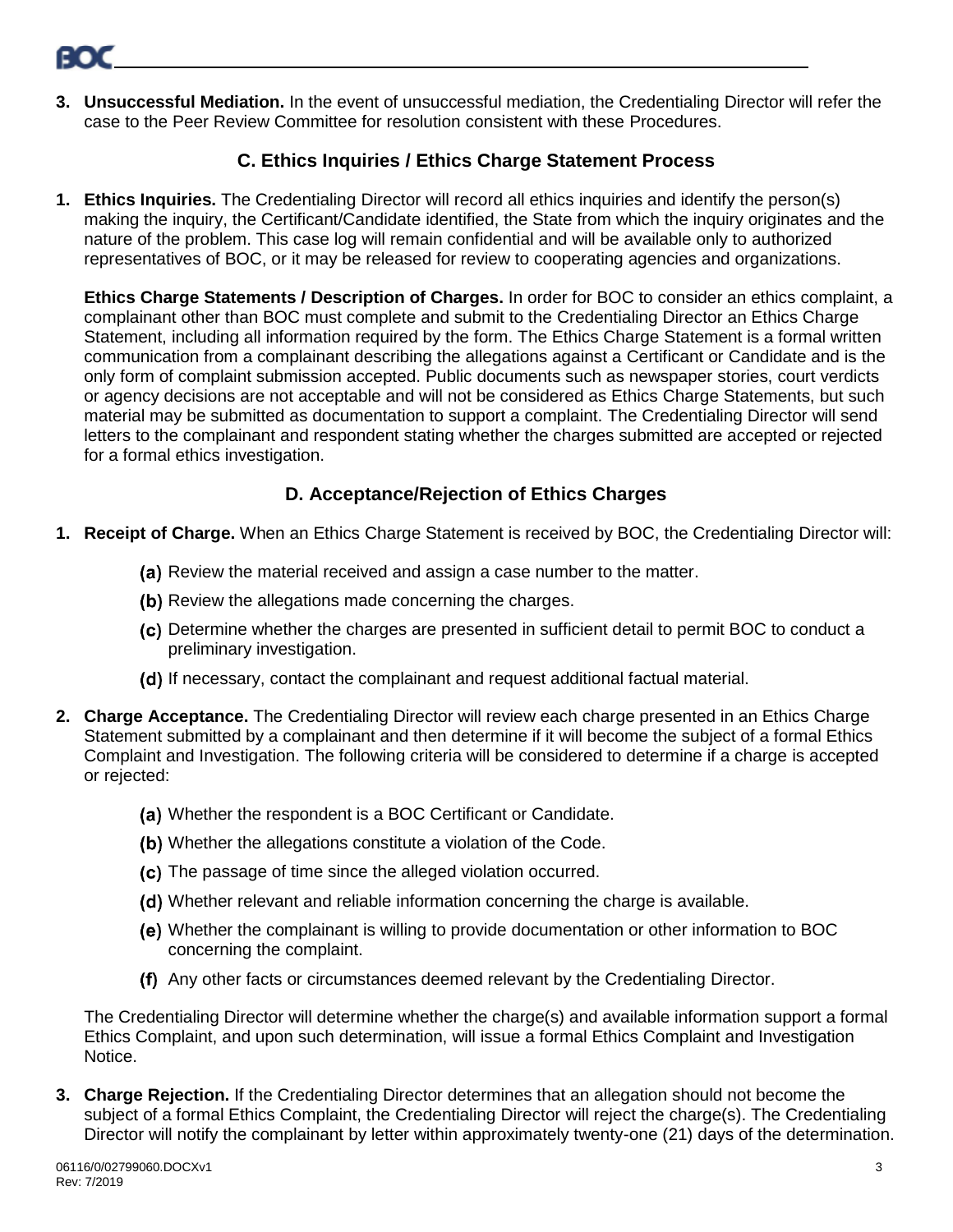3. **Unsuccessful Mediation.** In the event of unsuccessful mediation, the Credentialing Director will refer the case to the Peer Review Committee for resolution consistent with these Procedures.

## C. Ethics Inquiries / Ethics Charge Statement Process

1. **Ethics Inquiries.** The Credentialing Director will record all ethics inquiries and identify the person(s) making the inquiry, the Certificant/Candidate identified, the State from which the inquiry originates and the nature of the problem. This case log will remain confidential and will be available only to authorized representatives of BOC, or it may be released for review to cooperating agencies and organizations.

   **Ethics Charge Statements / Description of Charges.** In order for BOC to consider an ethics complaint, a complainant other than BOC must complete and submit to the Credentialing Director an Ethics Charge Statement, including all information required by the form. The Ethics Charge Statement is a formal written communication from a complainant describing the allegations against a Certificant or Candidate and is the only form of complaint submission accepted. Public documents such as newspaper stories, court verdicts or agency decisions are not acceptable and will not be considered as Ethics Charge Statements, but such material may be submitted as documentation to support a complaint. The Credentialing Director will send letters to the complainant and respondent stating whether the charges submitted are accepted or rejected for a formal ethics investigation.

## D. Acceptance/Rejection of Ethics Charges

1. **Receipt of Charge.** When an Ethics Charge Statement is received by BOC, the Credentialing Director will:

   (a) Review the material received and assign a case number to the matter.

   (b) Review the allegations made concerning the charges.

   (c) Determine whether the charges are presented in sufficient detail to permit BOC to conduct a preliminary investigation.

   (d) If necessary, contact the complainant and request additional factual material.

2. **Charge Acceptance.** The Credentialing Director will review each charge presented in an Ethics Charge Statement submitted by a complainant and then determine if it will become the subject of a formal Ethics Complaint and Investigation. The following criteria will be considered to determine if a charge is accepted or rejected:

   (a) Whether the respondent is a BOC Certificant or Candidate.

   (b) Whether the allegations constitute a violation of the Code.

   (c) The passage of time since the alleged violation occurred.

   (d) Whether relevant and reliable information concerning the charge is available.

   (e) Whether the complainant is willing to provide documentation or other information to BOC concerning the complaint.

   (f) Any other facts or circumstances deemed relevant by the Credentialing Director.

   The Credentialing Director will determine whether the charge(s) and available information support a formal Ethics Complaint, and upon such determination, will issue a formal Ethics Complaint and Investigation Notice.

3. **Charge Rejection.** If the Credentialing Director determines that an allegation should not become the subject of a formal Ethics Complaint, the Credentialing Director will reject the charge(s). The Credentialing Director will notify the complainant by letter within approximately twenty-one (21) days of the determination.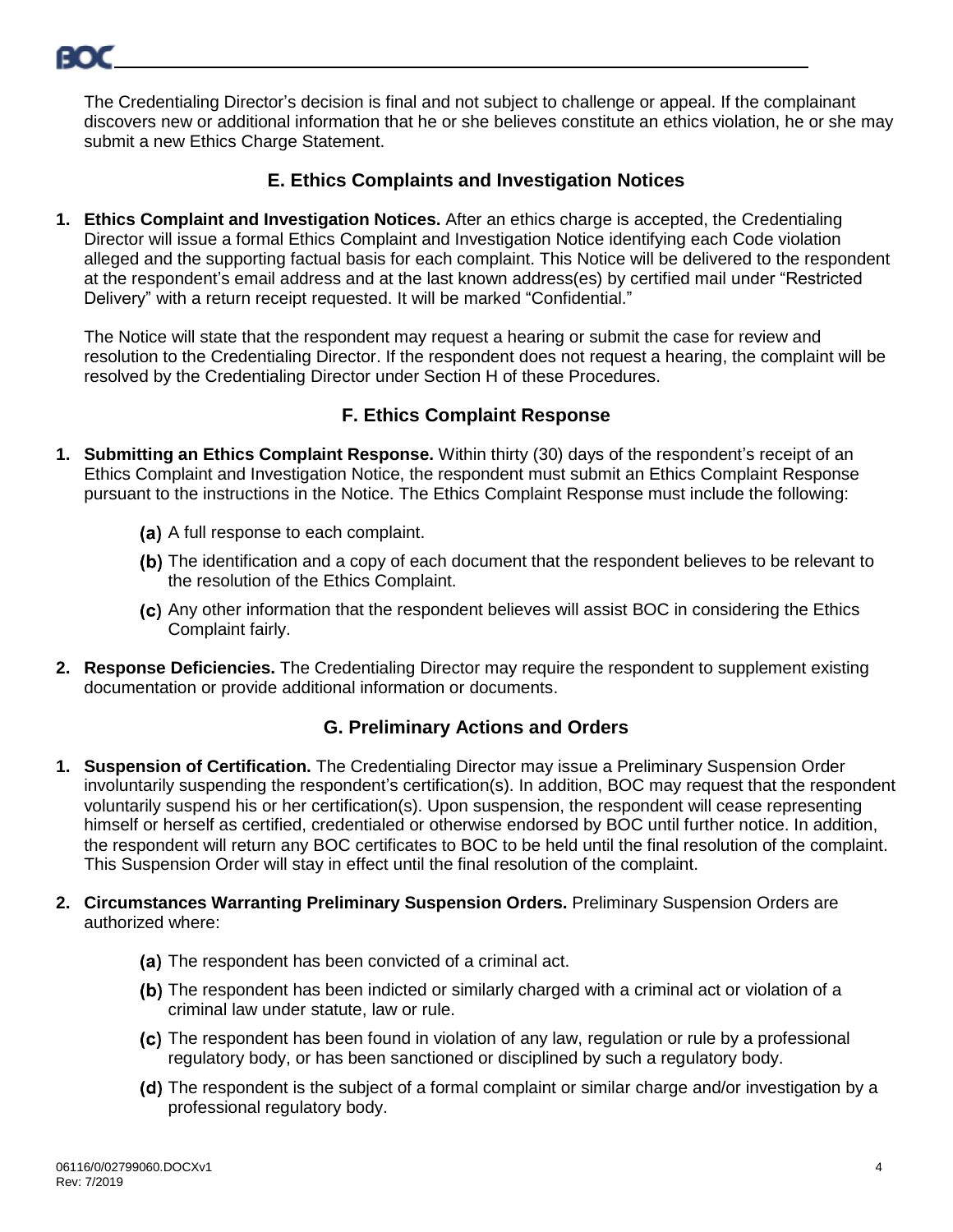The Credentialing Director's decision is final and not subject to challenge or appeal. If the complainant discovers new or additional information that he or she believes constitute an ethics violation, he or she may submit a new Ethics Charge Statement.

## E. Ethics Complaints and Investigation Notices

1. **Ethics Complaint and Investigation Notices.** After an ethics charge is accepted, the Credentialing Director will issue a formal Ethics Complaint and Investigation Notice identifying each Code violation alleged and the supporting factual basis for each complaint. This Notice will be delivered to the respondent at the respondent's email address and at the last known address(es) by certified mail under "Restricted Delivery" with a return receipt requested. It will be marked "Confidential."

   The Notice will state that the respondent may request a hearing or submit the case for review and resolution to the Credentialing Director. If the respondent does not request a hearing, the complaint will be resolved by the Credentialing Director under Section H of these Procedures.

## F. Ethics Complaint Response

1. **Submitting an Ethics Complaint Response.** Within thirty (30) days of the respondent's receipt of an Ethics Complaint and Investigation Notice, the respondent must submit an Ethics Complaint Response pursuant to the instructions in the Notice. The Ethics Complaint Response must include the following:

   **(a)** A full response to each complaint.

   **(b)** The identification and a copy of each document that the respondent believes to be relevant to the resolution of the Ethics Complaint.

   **(c)** Any other information that the respondent believes will assist BOC in considering the Ethics Complaint fairly.

2. **Response Deficiencies.** The Credentialing Director may require the respondent to supplement existing documentation or provide additional information or documents.

## G. Preliminary Actions and Orders

1. **Suspension of Certification.** The Credentialing Director may issue a Preliminary Suspension Order involuntarily suspending the respondent's certification(s). In addition, BOC may request that the respondent voluntarily suspend his or her certification(s). Upon suspension, the respondent will cease representing himself or herself as certified, credentialed or otherwise endorsed by BOC until further notice. In addition, the respondent will return any BOC certificates to BOC to be held until the final resolution of the complaint. This Suspension Order will stay in effect until the final resolution of the complaint.

2. **Circumstances Warranting Preliminary Suspension Orders.** Preliminary Suspension Orders are authorized where:

   **(a)** The respondent has been convicted of a criminal act.

   **(b)** The respondent has been indicted or similarly charged with a criminal act or violation of a criminal law under statute, law or rule.

   **(c)** The respondent has been found in violation of any law, regulation or rule by a professional regulatory body, or has been sanctioned or disciplined by such a regulatory body.

   **(d)** The respondent is the subject of a formal complaint or similar charge and/or investigation by a professional regulatory body.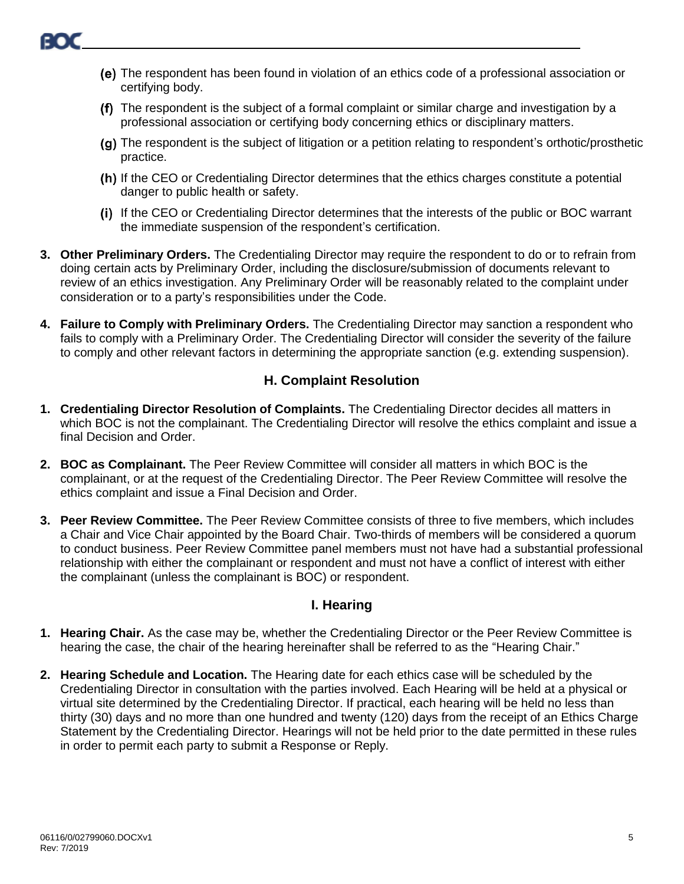(e) The respondent has been found in violation of an ethics code of a professional association or certifying body.

(f) The respondent is the subject of a formal complaint or similar charge and investigation by a professional association or certifying body concerning ethics or disciplinary matters.

(g) The respondent is the subject of litigation or a petition relating to respondent's orthotic/prosthetic practice.

(h) If the CEO or Credentialing Director determines that the ethics charges constitute a potential danger to public health or safety.

(i) If the CEO or Credentialing Director determines that the interests of the public or BOC warrant the immediate suspension of the respondent's certification.

3. **Other Preliminary Orders.** The Credentialing Director may require the respondent to do or to refrain from doing certain acts by Preliminary Order, including the disclosure/submission of documents relevant to review of an ethics investigation. Any Preliminary Order will be reasonably related to the complaint under consideration or to a party's responsibilities under the Code.

4. **Failure to Comply with Preliminary Orders.** The Credentialing Director may sanction a respondent who fails to comply with a Preliminary Order. The Credentialing Director will consider the severity of the failure to comply and other relevant factors in determining the appropriate sanction (e.g. extending suspension).

## H. Complaint Resolution

1. **Credentialing Director Resolution of Complaints.** The Credentialing Director decides all matters in which BOC is not the complainant. The Credentialing Director will resolve the ethics complaint and issue a final Decision and Order.

2. **BOC as Complainant.** The Peer Review Committee will consider all matters in which BOC is the complainant, or at the request of the Credentialing Director. The Peer Review Committee will resolve the ethics complaint and issue a Final Decision and Order.

3. **Peer Review Committee.** The Peer Review Committee consists of three to five members, which includes a Chair and Vice Chair appointed by the Board Chair. Two-thirds of members will be considered a quorum to conduct business. Peer Review Committee panel members must not have had a substantial professional relationship with either the complainant or respondent and must not have a conflict of interest with either the complainant (unless the complainant is BOC) or respondent.

## I. Hearing

1. **Hearing Chair.** As the case may be, whether the Credentialing Director or the Peer Review Committee is hearing the case, the chair of the hearing hereinafter shall be referred to as the "Hearing Chair."

2. **Hearing Schedule and Location.** The Hearing date for each ethics case will be scheduled by the Credentialing Director in consultation with the parties involved. Each Hearing will be held at a physical or virtual site determined by the Credentialing Director. If practical, each hearing will be held no less than thirty (30) days and no more than one hundred and twenty (120) days from the receipt of an Ethics Charge Statement by the Credentialing Director. Hearings will not be held prior to the date permitted in these rules in order to permit each party to submit a Response or Reply.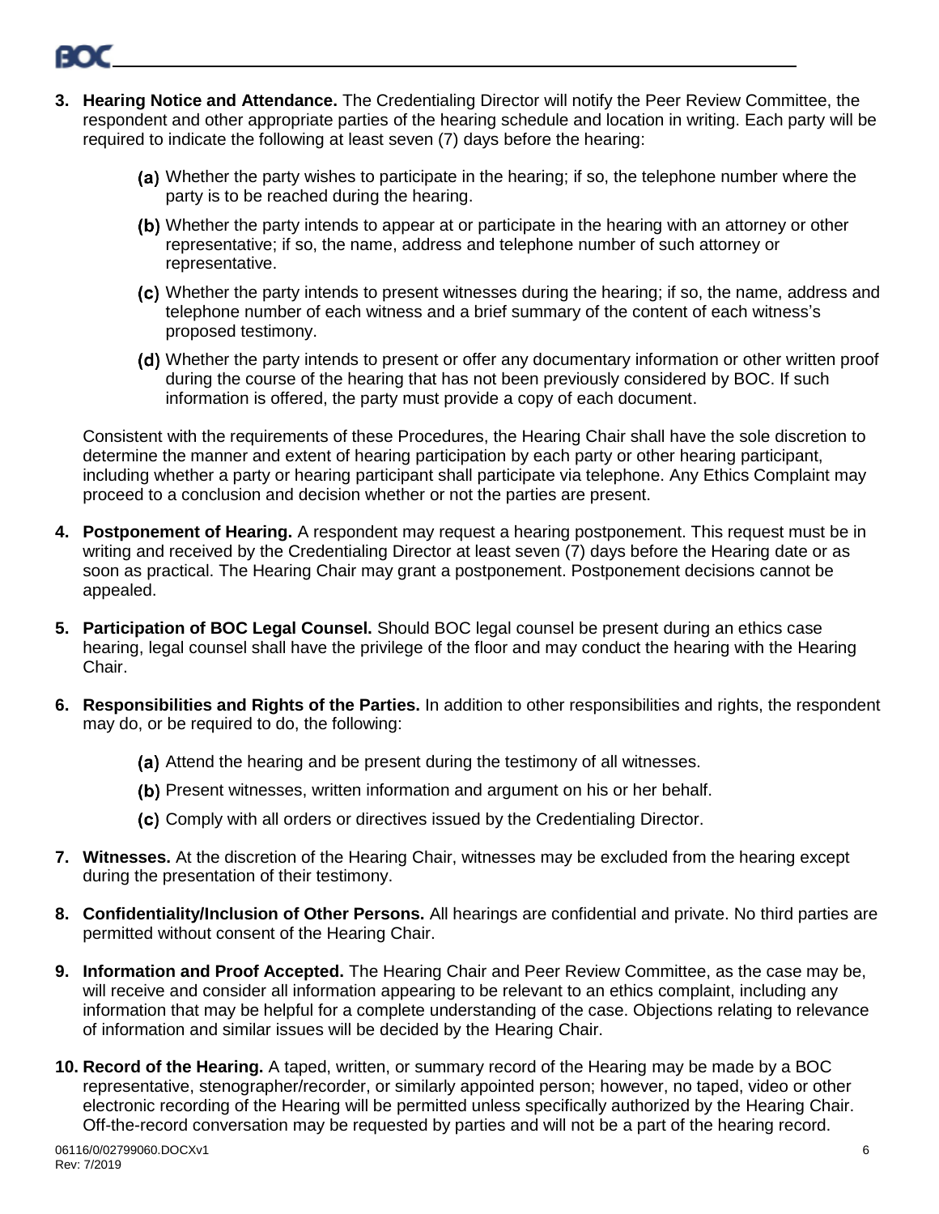3. **Hearing Notice and Attendance.** The Credentialing Director will notify the Peer Review Committee, the respondent and other appropriate parties of the hearing schedule and location in writing. Each party will be required to indicate the following at least seven (7) days before the hearing:

    (a) Whether the party wishes to participate in the hearing; if so, the telephone number where the party is to be reached during the hearing.

    (b) Whether the party intends to appear at or participate in the hearing with an attorney or other representative; if so, the name, address and telephone number of such attorney or representative.

    (c) Whether the party intends to present witnesses during the hearing; if so, the name, address and telephone number of each witness and a brief summary of the content of each witness's proposed testimony.

    (d) Whether the party intends to present or offer any documentary information or other written proof during the course of the hearing that has not been previously considered by BOC. If such information is offered, the party must provide a copy of each document.

    Consistent with the requirements of these Procedures, the Hearing Chair shall have the sole discretion to determine the manner and extent of hearing participation by each party or other hearing participant, including whether a party or hearing participant shall participate via telephone. Any Ethics Complaint may proceed to a conclusion and decision whether or not the parties are present.

4. **Postponement of Hearing.** A respondent may request a hearing postponement. This request must be in writing and received by the Credentialing Director at least seven (7) days before the Hearing date or as soon as practical. The Hearing Chair may grant a postponement. Postponement decisions cannot be appealed.

5. **Participation of BOC Legal Counsel.** Should BOC legal counsel be present during an ethics case hearing, legal counsel shall have the privilege of the floor and may conduct the hearing with the Hearing Chair.

6. **Responsibilities and Rights of the Parties.** In addition to other responsibilities and rights, the respondent may do, or be required to do, the following:

    (a) Attend the hearing and be present during the testimony of all witnesses.

    (b) Present witnesses, written information and argument on his or her behalf.

    (c) Comply with all orders or directives issued by the Credentialing Director.

7. **Witnesses.** At the discretion of the Hearing Chair, witnesses may be excluded from the hearing except during the presentation of their testimony.

8. **Confidentiality/Inclusion of Other Persons.** All hearings are confidential and private. No third parties are permitted without consent of the Hearing Chair.

9. **Information and Proof Accepted.** The Hearing Chair and Peer Review Committee, as the case may be, will receive and consider all information appearing to be relevant to an ethics complaint, including any information that may be helpful for a complete understanding of the case. Objections relating to relevance of information and similar issues will be decided by the Hearing Chair.

10. **Record of the Hearing.** A taped, written, or summary record of the Hearing may be made by a BOC representative, stenographer/recorder, or similarly appointed person; however, no taped, video or other electronic recording of the Hearing will be permitted unless specifically authorized by the Hearing Chair. Off-the-record conversation may be requested by parties and will not be a part of the hearing record.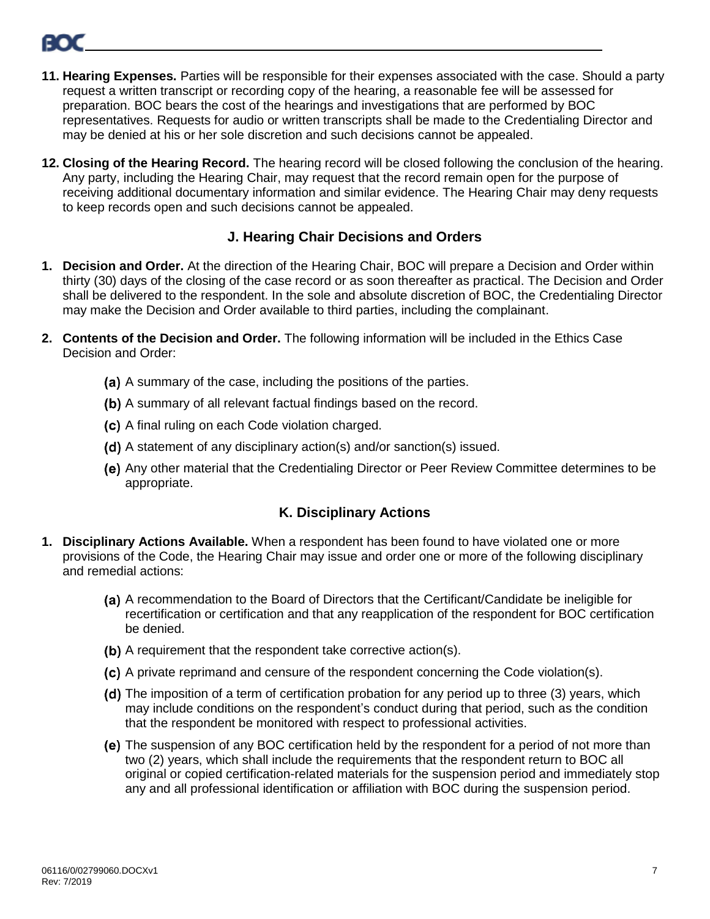11. **Hearing Expenses.** Parties will be responsible for their expenses associated with the case. Should a party request a written transcript or recording copy of the hearing, a reasonable fee will be assessed for preparation. BOC bears the cost of the hearings and investigations that are performed by BOC representatives. Requests for audio or written transcripts shall be made to the Credentialing Director and may be denied at his or her sole discretion and such decisions cannot be appealed.

12. **Closing of the Hearing Record.** The hearing record will be closed following the conclusion of the hearing. Any party, including the Hearing Chair, may request that the record remain open for the purpose of receiving additional documentary information and similar evidence. The Hearing Chair may deny requests to keep records open and such decisions cannot be appealed.

## J. Hearing Chair Decisions and Orders

1. **Decision and Order.** At the direction of the Hearing Chair, BOC will prepare a Decision and Order within thirty (30) days of the closing of the case record or as soon thereafter as practical. The Decision and Order shall be delivered to the respondent. In the sole and absolute discretion of BOC, the Credentialing Director may make the Decision and Order available to third parties, including the complainant.

2. **Contents of the Decision and Order.** The following information will be included in the Ethics Case Decision and Order:

   (a) A summary of the case, including the positions of the parties.

   (b) A summary of all relevant factual findings based on the record.

   (c) A final ruling on each Code violation charged.

   (d) A statement of any disciplinary action(s) and/or sanction(s) issued.

   (e) Any other material that the Credentialing Director or Peer Review Committee determines to be appropriate.

## K. Disciplinary Actions

1. **Disciplinary Actions Available.** When a respondent has been found to have violated one or more provisions of the Code, the Hearing Chair may issue and order one or more of the following disciplinary and remedial actions:

   (a) A recommendation to the Board of Directors that the Certificant/Candidate be ineligible for recertification or certification and that any reapplication of the respondent for BOC certification be denied.

   (b) A requirement that the respondent take corrective action(s).

   (c) A private reprimand and censure of the respondent concerning the Code violation(s).

   (d) The imposition of a term of certification probation for any period up to three (3) years, which may include conditions on the respondent's conduct during that period, such as the condition that the respondent be monitored with respect to professional activities.

   (e) The suspension of any BOC certification held by the respondent for a period of not more than two (2) years, which shall include the requirements that the respondent return to BOC all original or copied certification-related materials for the suspension period and immediately stop any and all professional identification or affiliation with BOC during the suspension period.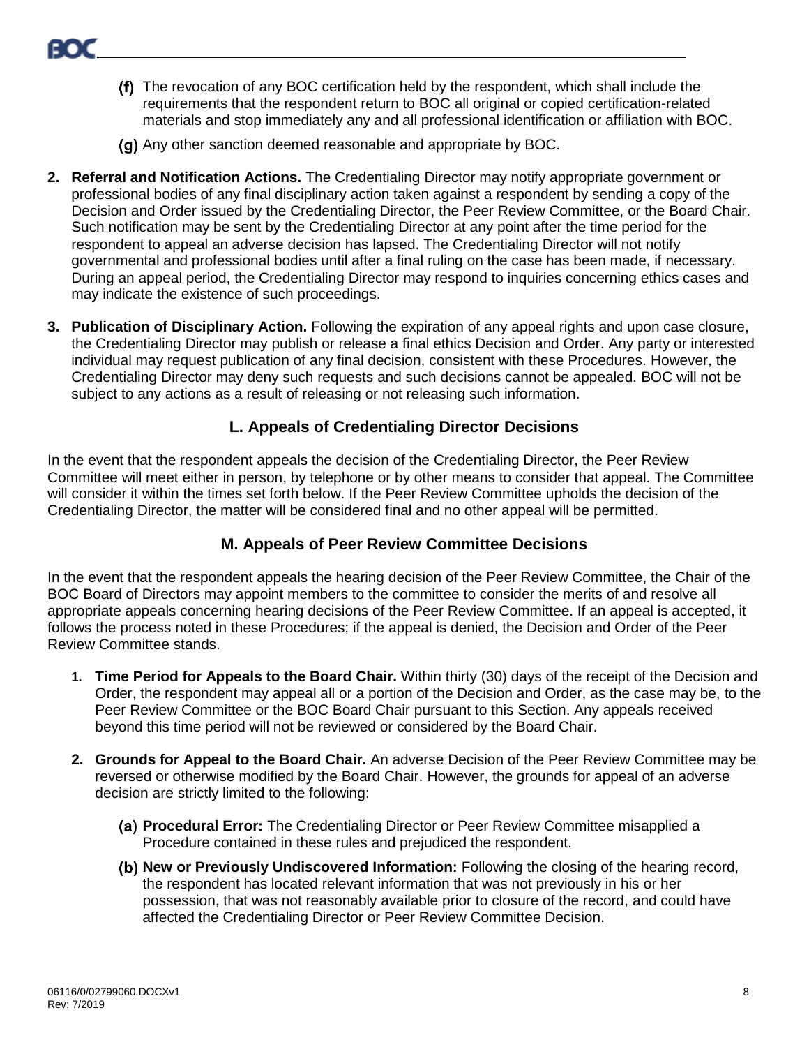(f) The revocation of any BOC certification held by the respondent, which shall include the requirements that the respondent return to BOC all original or copied certification-related materials and stop immediately any and all professional identification or affiliation with BOC.

(g) Any other sanction deemed reasonable and appropriate by BOC.

2. **Referral and Notification Actions.** The Credentialing Director may notify appropriate government or professional bodies of any final disciplinary action taken against a respondent by sending a copy of the Decision and Order issued by the Credentialing Director, the Peer Review Committee, or the Board Chair. Such notification may be sent by the Credentialing Director at any point after the time period for the respondent to appeal an adverse decision has lapsed. The Credentialing Director will not notify governmental and professional bodies until after a final ruling on the case has been made, if necessary. During an appeal period, the Credentialing Director may respond to inquiries concerning ethics cases and may indicate the existence of such proceedings.

3. **Publication of Disciplinary Action.** Following the expiration of any appeal rights and upon case closure, the Credentialing Director may publish or release a final ethics Decision and Order. Any party or interested individual may request publication of any final decision, consistent with these Procedures. However, the Credentialing Director may deny such requests and such decisions cannot be appealed. BOC will not be subject to any actions as a result of releasing or not releasing such information.

## L. Appeals of Credentialing Director Decisions

In the event that the respondent appeals the decision of the Credentialing Director, the Peer Review Committee will meet either in person, by telephone or by other means to consider that appeal. The Committee will consider it within the times set forth below. If the Peer Review Committee upholds the decision of the Credentialing Director, the matter will be considered final and no other appeal will be permitted.

## M. Appeals of Peer Review Committee Decisions

In the event that the respondent appeals the hearing decision of the Peer Review Committee, the Chair of the BOC Board of Directors may appoint members to the committee to consider the merits of and resolve all appropriate appeals concerning hearing decisions of the Peer Review Committee. If an appeal is accepted, it follows the process noted in these Procedures; if the appeal is denied, the Decision and Order of the Peer Review Committee stands.

1. **Time Period for Appeals to the Board Chair.** Within thirty (30) days of the receipt of the Decision and Order, the respondent may appeal all or a portion of the Decision and Order, as the case may be, to the Peer Review Committee or the BOC Board Chair pursuant to this Section. Any appeals received beyond this time period will not be reviewed or considered by the Board Chair.

2. **Grounds for Appeal to the Board Chair.** An adverse Decision of the Peer Review Committee may be reversed or otherwise modified by the Board Chair. However, the grounds for appeal of an adverse decision are strictly limited to the following:

   (a) **Procedural Error:** The Credentialing Director or Peer Review Committee misapplied a Procedure contained in these rules and prejudiced the respondent.

   (b) **New or Previously Undiscovered Information:** Following the closing of the hearing record, the respondent has located relevant information that was not previously in his or her possession, that was not reasonably available prior to closure of the record, and could have affected the Credentialing Director or Peer Review Committee Decision.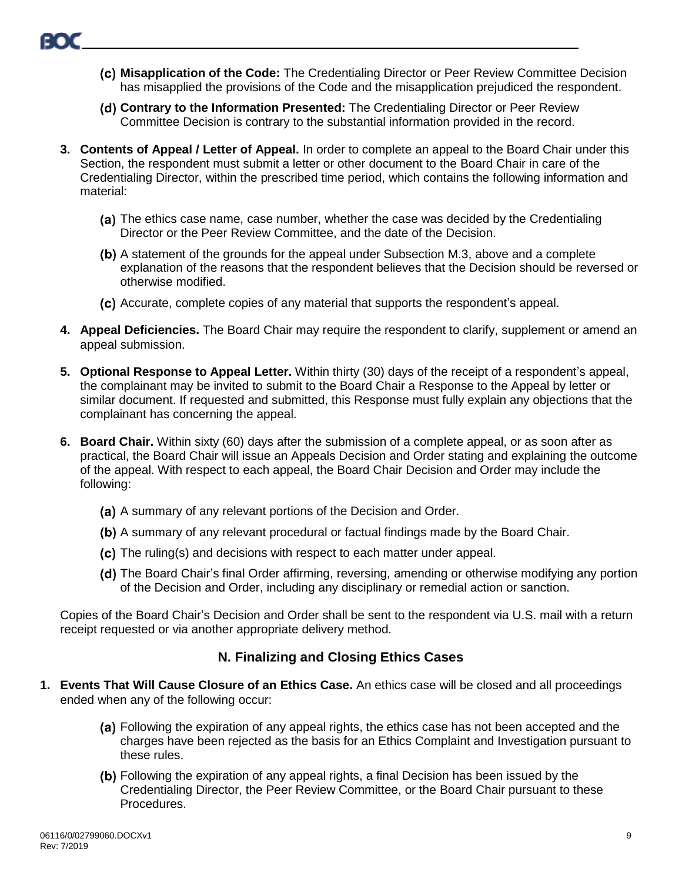(c) **Misapplication of the Code:** The Credentialing Director or Peer Review Committee Decision has misapplied the provisions of the Code and the misapplication prejudiced the respondent.

(d) **Contrary to the Information Presented:** The Credentialing Director or Peer Review Committee Decision is contrary to the substantial information provided in the record.

3. **Contents of Appeal / Letter of Appeal.** In order to complete an appeal to the Board Chair under this Section, the respondent must submit a letter or other document to the Board Chair in care of the Credentialing Director, within the prescribed time period, which contains the following information and material:

   (a) The ethics case name, case number, whether the case was decided by the Credentialing Director or the Peer Review Committee, and the date of the Decision.

   (b) A statement of the grounds for the appeal under Subsection M.3, above and a complete explanation of the reasons that the respondent believes that the Decision should be reversed or otherwise modified.

   (c) Accurate, complete copies of any material that supports the respondent's appeal.

4. **Appeal Deficiencies.** The Board Chair may require the respondent to clarify, supplement or amend an appeal submission.

5. **Optional Response to Appeal Letter.** Within thirty (30) days of the receipt of a respondent's appeal, the complainant may be invited to submit to the Board Chair a Response to the Appeal by letter or similar document. If requested and submitted, this Response must fully explain any objections that the complainant has concerning the appeal.

6. **Board Chair.** Within sixty (60) days after the submission of a complete appeal, or as soon after as practical, the Board Chair will issue an Appeals Decision and Order stating and explaining the outcome of the appeal. With respect to each appeal, the Board Chair Decision and Order may include the following:

   (a) A summary of any relevant portions of the Decision and Order.

   (b) A summary of any relevant procedural or factual findings made by the Board Chair.

   (c) The ruling(s) and decisions with respect to each matter under appeal.

   (d) The Board Chair's final Order affirming, reversing, amending or otherwise modifying any portion of the Decision and Order, including any disciplinary or remedial action or sanction.

Copies of the Board Chair's Decision and Order shall be sent to the respondent via U.S. mail with a return receipt requested or via another appropriate delivery method.

## N. Finalizing and Closing Ethics Cases

1. **Events That Will Cause Closure of an Ethics Case.** An ethics case will be closed and all proceedings ended when any of the following occur:

   (a) Following the expiration of any appeal rights, the ethics case has not been accepted and the charges have been rejected as the basis for an Ethics Complaint and Investigation pursuant to these rules.

   (b) Following the expiration of any appeal rights, a final Decision has been issued by the Credentialing Director, the Peer Review Committee, or the Board Chair pursuant to these Procedures.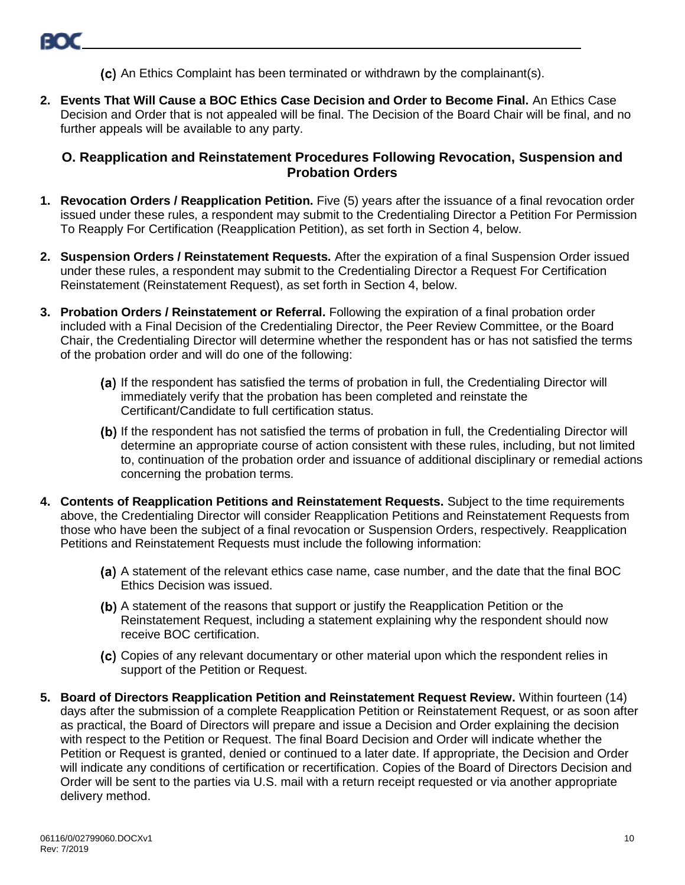(c) An Ethics Complaint has been terminated or withdrawn by the complainant(s).

2. **Events That Will Cause a BOC Ethics Case Decision and Order to Become Final.** An Ethics Case Decision and Order that is not appealed will be final. The Decision of the Board Chair will be final, and no further appeals will be available to any party.

## O. Reapplication and Reinstatement Procedures Following Revocation, Suspension and Probation Orders

1. **Revocation Orders / Reapplication Petition.** Five (5) years after the issuance of a final revocation order issued under these rules, a respondent may submit to the Credentialing Director a Petition For Permission To Reapply For Certification (Reapplication Petition), as set forth in Section 4, below.

2. **Suspension Orders / Reinstatement Requests.** After the expiration of a final Suspension Order issued under these rules, a respondent may submit to the Credentialing Director a Request For Certification Reinstatement (Reinstatement Request), as set forth in Section 4, below.

3. **Probation Orders / Reinstatement or Referral.** Following the expiration of a final probation order included with a Final Decision of the Credentialing Director, the Peer Review Committee, or the Board Chair, the Credentialing Director will determine whether the respondent has or has not satisfied the terms of the probation order and will do one of the following:

   (a) If the respondent has satisfied the terms of probation in full, the Credentialing Director will immediately verify that the probation has been completed and reinstate the Certificant/Candidate to full certification status.

   (b) If the respondent has not satisfied the terms of probation in full, the Credentialing Director will determine an appropriate course of action consistent with these rules, including, but not limited to, continuation of the probation order and issuance of additional disciplinary or remedial actions concerning the probation terms.

4. **Contents of Reapplication Petitions and Reinstatement Requests.** Subject to the time requirements above, the Credentialing Director will consider Reapplication Petitions and Reinstatement Requests from those who have been the subject of a final revocation or Suspension Orders, respectively. Reapplication Petitions and Reinstatement Requests must include the following information:

   (a) A statement of the relevant ethics case name, case number, and the date that the final BOC Ethics Decision was issued.

   (b) A statement of the reasons that support or justify the Reapplication Petition or the Reinstatement Request, including a statement explaining why the respondent should now receive BOC certification.

   (c) Copies of any relevant documentary or other material upon which the respondent relies in support of the Petition or Request.

5. **Board of Directors Reapplication Petition and Reinstatement Request Review.** Within fourteen (14) days after the submission of a complete Reapplication Petition or Reinstatement Request, or as soon after as practical, the Board of Directors will prepare and issue a Decision and Order explaining the decision with respect to the Petition or Request. The final Board Decision and Order will indicate whether the Petition or Request is granted, denied or continued to a later date. If appropriate, the Decision and Order will indicate any conditions of certification or recertification. Copies of the Board of Directors Decision and Order will be sent to the parties via U.S. mail with a return receipt requested or via another appropriate delivery method.